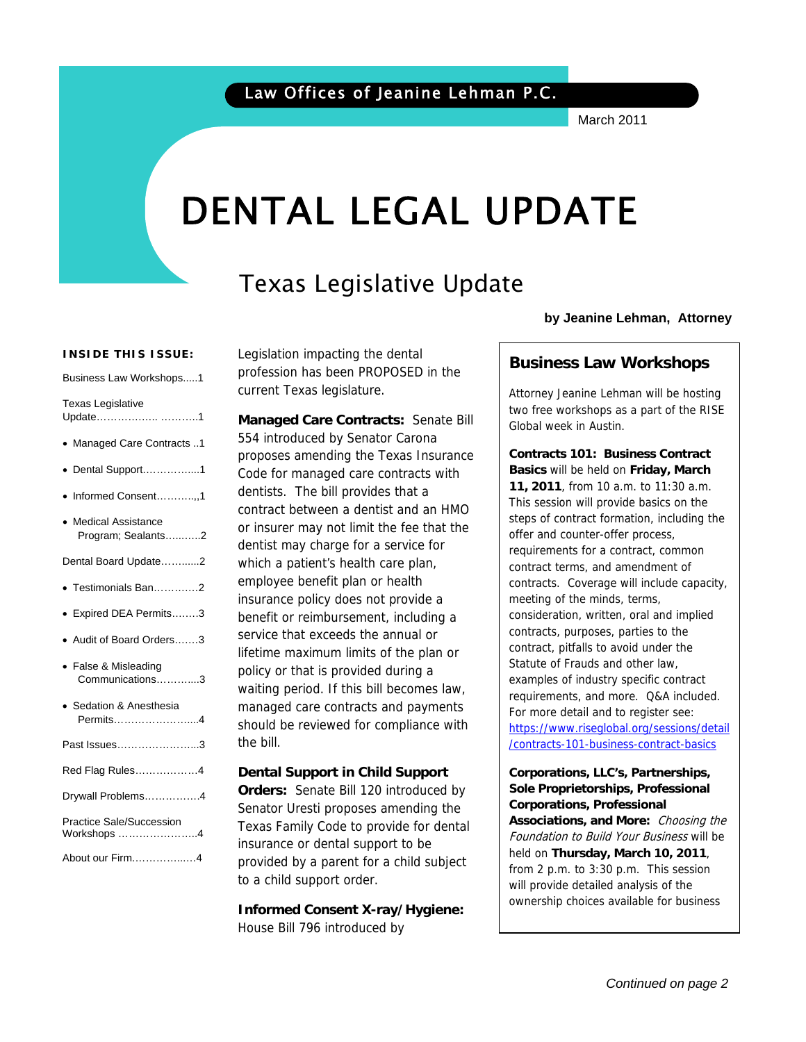Law Offices of Jeanine Lehman P.C.

March 2011

# DENTAL LEGAL UPDATE

## Texas Legislative Update

**by Jeanine Lehman, Attorney**

**INSIDE THIS ISSUE:**

- Business Law Workshops.....1
- Texas Legislative Update………………. ………..1
  - Managed Care Contracts ..1
  - Dental Support……………....1
  - Informed Consent………..,1
  - Medical Assistance Program; Sealants…….....2
- Dental Board Update………...2
  - Testimonials Ban………….2
  - Expired DEA Permits……..3
  - Audit of Board Orders…….3
  - False & Misleading Communications………...3
  - Sedation & Anesthesia Permits……………………...4
- Past Issues…………………...3
- Red Flag Rules………………4
- Drywall Problems…………….4
- Practice Sale/Succession Workshops …………………..4
- About our Firm……………...4

Legislation impacting the dental profession has been PROPOSED in the current Texas legislature.

**Managed Care Contracts:** Senate Bill 554 introduced by Senator Carona proposes amending the Texas Insurance Code for managed care contracts with dentists. The bill provides that a contract between a dentist and an HMO or insurer may not limit the fee that the dentist may charge for a service for which a patient's health care plan, employee benefit plan or health insurance policy does not provide a benefit or reimbursement, including a service that exceeds the annual or lifetime maximum limits of the plan or policy or that is provided during a waiting period. If this bill becomes law, managed care contracts and payments should be reviewed for compliance with the bill.

**Dental Support in Child Support Orders:** Senate Bill 120 introduced by Senator Uresti proposes amending the Texas Family Code to provide for dental insurance or dental support to be provided by a parent for a child subject to a child support order.

**Informed Consent X-ray/Hygiene:** House Bill 796 introduced by

### Business Law Workshops

Attorney Jeanine Lehman will be hosting two free workshops as a part of the RISE Global week in Austin.

**Contracts 101: Business Contract Basics** will be held on **Friday, March 11, 2011**, from 10 a.m. to 11:30 a.m. This session will provide basics on the steps of contract formation, including the offer and counter-offer process, requirements for a contract, common contract terms, and amendment of contracts. Coverage will include capacity, meeting of the minds, terms, consideration, written, oral and implied contracts, purposes, parties to the contract, pitfalls to avoid under the Statute of Frauds and other law, examples of industry specific contract requirements, and more. Q&A included. For more detail and to register see: https://www.riseglobal.org/sessions/detail/contracts-101-business-contract-basics

**Corporations, LLC's, Partnerships, Sole Proprietorships, Professional Corporations, Professional Associations, and More:** *Choosing the Foundation to Build Your Business* will be held on **Thursday, March 10, 2011**, from 2 p.m. to 3:30 p.m. This session will provide detailed analysis of the ownership choices available for business

*Continued on page 2*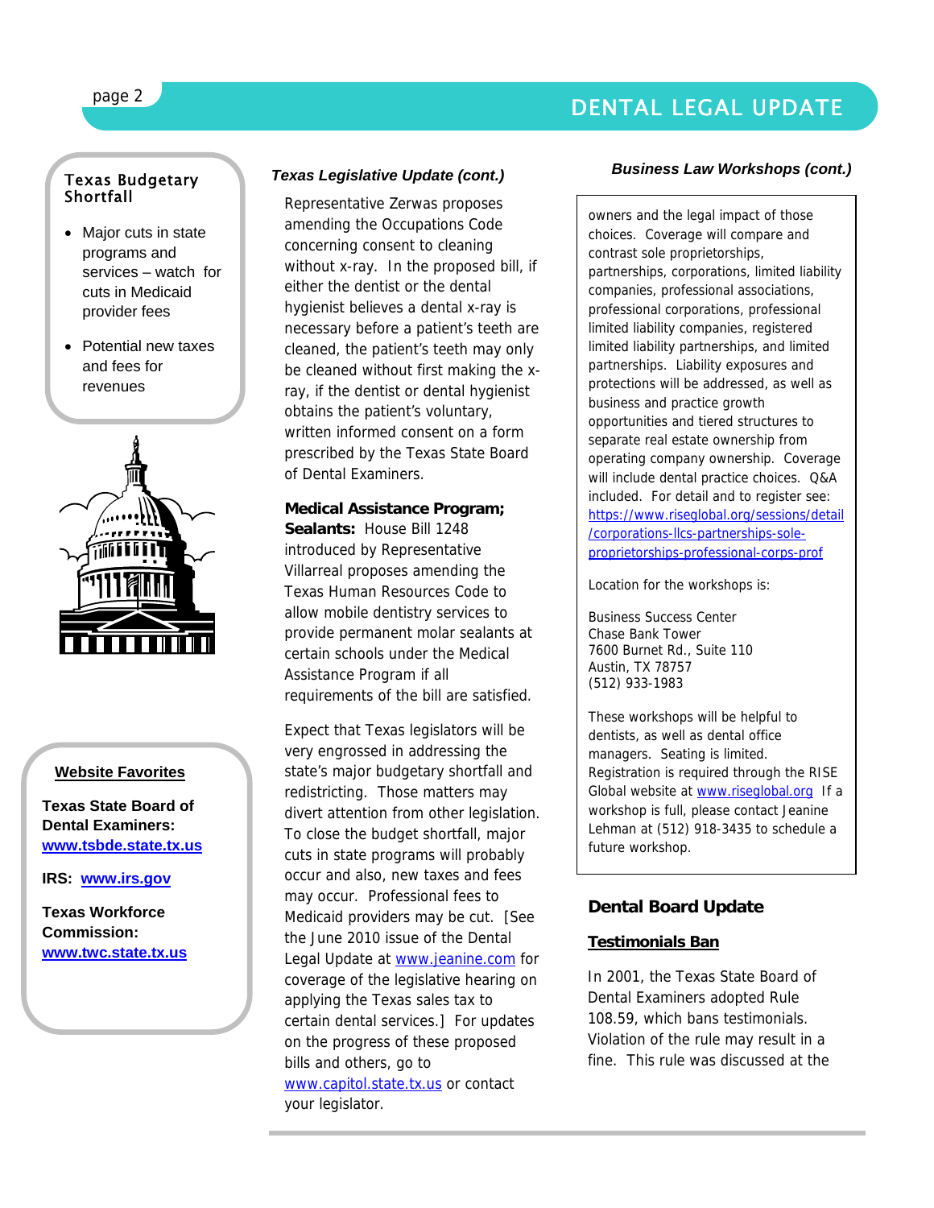### Texas Budgetary Shortfall

- Major cuts in state programs and services – watch for cuts in Medicaid provider fees
- Potential new taxes and fees for revenues

### Website Favorites

**Texas State Board of Dental Examiners:** **www.tsbde.state.tx.us**

**IRS:** **www.irs.gov**

**Texas Workforce Commission:** **www.twc.state.tx.us**

### *Texas Legislative Update (cont.)*

Representative Zerwas proposes amending the Occupations Code concerning consent to cleaning without x-ray. In the proposed bill, if either the dentist or the dental hygienist believes a dental x-ray is necessary before a patient's teeth are cleaned, the patient's teeth may only be cleaned without first making the x-ray, if the dentist or dental hygienist obtains the patient's voluntary, written informed consent on a form prescribed by the Texas State Board of Dental Examiners.

**Medical Assistance Program; Sealants:** House Bill 1248 introduced by Representative Villarreal proposes amending the Texas Human Resources Code to allow mobile dentistry services to provide permanent molar sealants at certain schools under the Medical Assistance Program if all requirements of the bill are satisfied.

Expect that Texas legislators will be very engrossed in addressing the state's major budgetary shortfall and redistricting. Those matters may divert attention from other legislation. To close the budget shortfall, major cuts in state programs will probably occur and also, new taxes and fees may occur. Professional fees to Medicaid providers may be cut. [See the June 2010 issue of the Dental Legal Update at www.jeanine.com for coverage of the legislative hearing on applying the Texas sales tax to certain dental services.] For updates on the progress of these proposed bills and others, go to www.capitol.state.tx.us or contact your legislator.

### *Business Law Workshops (cont.)*

owners and the legal impact of those choices. Coverage will compare and contrast sole proprietorships, partnerships, corporations, limited liability companies, professional associations, professional corporations, professional limited liability companies, registered limited liability partnerships, and limited partnerships. Liability exposures and protections will be addressed, as well as business and practice growth opportunities and tiered structures to separate real estate ownership from operating company ownership. Coverage will include dental practice choices. Q&A included. For detail and to register see: https://www.riseglobal.org/sessions/detail/corporations-llcs-partnerships-sole-proprietorships-professional-corps-prof

Location for the workshops is:

Business Success Center
Chase Bank Tower
7600 Burnet Rd., Suite 110
Austin, TX 78757
(512) 933-1983

These workshops will be helpful to dentists, as well as dental office managers. Seating is limited. Registration is required through the RISE Global website at www.riseglobal.org If a workshop is full, please contact Jeanine Lehman at (512) 918-3435 to schedule a future workshop.

## Dental Board Update

### Testimonials Ban

In 2001, the Texas State Board of Dental Examiners adopted Rule 108.59, which bans testimonials. Violation of the rule may result in a fine. This rule was discussed at the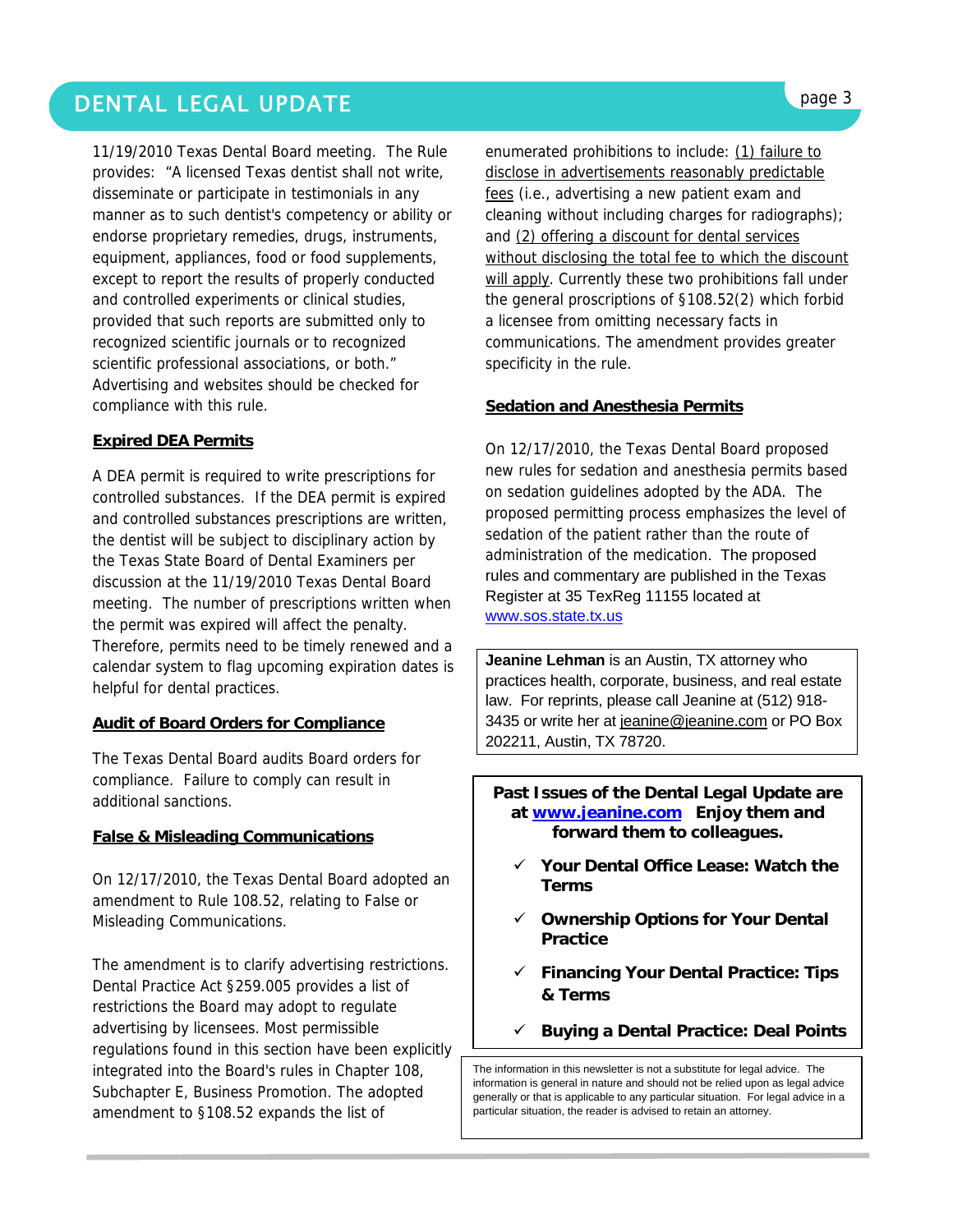11/19/2010 Texas Dental Board meeting. The Rule provides: "A licensed Texas dentist shall not write, disseminate or participate in testimonials in any manner as to such dentist's competency or ability or endorse proprietary remedies, drugs, instruments, equipment, appliances, food or food supplements, except to report the results of properly conducted and controlled experiments or clinical studies, provided that such reports are submitted only to recognized scientific journals or to recognized scientific professional associations, or both." Advertising and websites should be checked for compliance with this rule.

**Expired DEA Permits**

A DEA permit is required to write prescriptions for controlled substances. If the DEA permit is expired and controlled substances prescriptions are written, the dentist will be subject to disciplinary action by the Texas State Board of Dental Examiners per discussion at the 11/19/2010 Texas Dental Board meeting. The number of prescriptions written when the permit was expired will affect the penalty. Therefore, permits need to be timely renewed and a calendar system to flag upcoming expiration dates is helpful for dental practices.

**Audit of Board Orders for Compliance**

The Texas Dental Board audits Board orders for compliance. Failure to comply can result in additional sanctions.

**False & Misleading Communications**

On 12/17/2010, the Texas Dental Board adopted an amendment to Rule 108.52, relating to False or Misleading Communications.

The amendment is to clarify advertising restrictions. Dental Practice Act §259.005 provides a list of restrictions the Board may adopt to regulate advertising by licensees. Most permissible regulations found in this section have been explicitly integrated into the Board's rules in Chapter 108, Subchapter E, Business Promotion. The adopted amendment to §108.52 expands the list of enumerated prohibitions to include: (1) failure to disclose in advertisements reasonably predictable fees (i.e., advertising a new patient exam and cleaning without including charges for radiographs); and (2) offering a discount for dental services without disclosing the total fee to which the discount will apply. Currently these two prohibitions fall under the general proscriptions of §108.52(2) which forbid a licensee from omitting necessary facts in communications. The amendment provides greater specificity in the rule.

**Sedation and Anesthesia Permits**

On 12/17/2010, the Texas Dental Board proposed new rules for sedation and anesthesia permits based on sedation guidelines adopted by the ADA. The proposed permitting process emphasizes the level of sedation of the patient rather than the route of administration of the medication. The proposed rules and commentary are published in the Texas Register at 35 TexReg 11155 located at www.sos.state.tx.us

**Jeanine Lehman** is an Austin, TX attorney who practices health, corporate, business, and real estate law. For reprints, please call Jeanine at (512) 918-3435 or write her at jeanine@jeanine.com or PO Box 202211, Austin, TX 78720.

**Past Issues of the Dental Legal Update are at www.jeanine.com Enjoy them and forward them to colleagues.**

- ✓ **Your Dental Office Lease: Watch the Terms**
- ✓ **Ownership Options for Your Dental Practice**
- ✓ **Financing Your Dental Practice: Tips & Terms**
- ✓ **Buying a Dental Practice: Deal Points**

The information in this newsletter is not a substitute for legal advice. The information is general in nature and should not be relied upon as legal advice generally or that is applicable to any particular situation. For legal advice in a particular situation, the reader is advised to retain an attorney.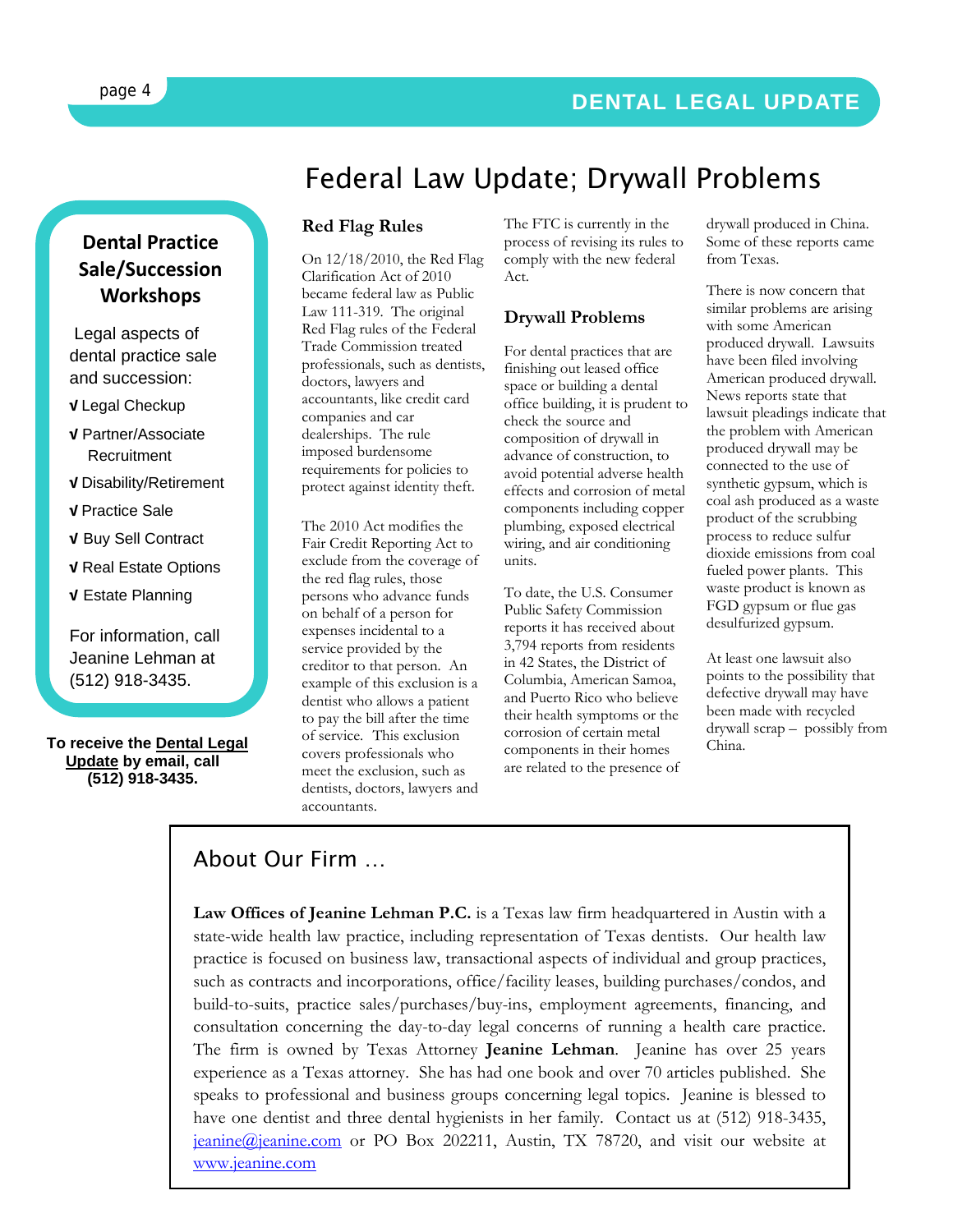# Federal Law Update; Drywall Problems

## Dental Practice Sale/Succession Workshops

Legal aspects of dental practice sale and succession:

- √ Legal Checkup
- √ Partner/Associate Recruitment
- √ Disability/Retirement
- √ Practice Sale
- √ Buy Sell Contract
- √ Real Estate Options
- √ Estate Planning

For information, call Jeanine Lehman at (512) 918-3435.

**To receive the Dental Legal Update by email, call (512) 918-3435.**

### Red Flag Rules

On 12/18/2010, the Red Flag Clarification Act of 2010 became federal law as Public Law 111-319. The original Red Flag rules of the Federal Trade Commission treated professionals, such as dentists, doctors, lawyers and accountants, like credit card companies and car dealerships. The rule imposed burdensome requirements for policies to protect against identity theft.

The 2010 Act modifies the Fair Credit Reporting Act to exclude from the coverage of the red flag rules, those persons who advance funds on behalf of a person for expenses incidental to a service provided by the creditor to that person. An example of this exclusion is a dentist who allows a patient to pay the bill after the time of service. This exclusion covers professionals who meet the exclusion, such as dentists, doctors, lawyers and accountants.

The FTC is currently in the process of revising its rules to comply with the new federal Act.

### Drywall Problems

For dental practices that are finishing out leased office space or building a dental office building, it is prudent to check the source and composition of drywall in advance of construction, to avoid potential adverse health effects and corrosion of metal components including copper plumbing, exposed electrical wiring, and air conditioning units.

To date, the U.S. Consumer Public Safety Commission reports it has received about 3,794 reports from residents in 42 States, the District of Columbia, American Samoa, and Puerto Rico who believe their health symptoms or the corrosion of certain metal components in their homes are related to the presence of drywall produced in China. Some of these reports came from Texas.

There is now concern that similar problems are arising with some American produced drywall. Lawsuits have been filed involving American produced drywall. News reports state that lawsuit pleadings indicate that the problem with American produced drywall may be connected to the use of synthetic gypsum, which is coal ash produced as a waste product of the scrubbing process to reduce sulfur dioxide emissions from coal fueled power plants. This waste product is known as FGD gypsum or flue gas desulfurized gypsum.

At least one lawsuit also points to the possibility that defective drywall may have been made with recycled drywall scrap – possibly from China.

## About Our Firm …

**Law Offices of Jeanine Lehman P.C.** is a Texas law firm headquartered in Austin with a state-wide health law practice, including representation of Texas dentists. Our health law practice is focused on business law, transactional aspects of individual and group practices, such as contracts and incorporations, office/facility leases, building purchases/condos, and build-to-suits, practice sales/purchases/buy-ins, employment agreements, financing, and consultation concerning the day-to-day legal concerns of running a health care practice. The firm is owned by Texas Attorney **Jeanine Lehman**. Jeanine has over 25 years experience as a Texas attorney. She has had one book and over 70 articles published. She speaks to professional and business groups concerning legal topics. Jeanine is blessed to have one dentist and three dental hygienists in her family. Contact us at (512) 918-3435, jeanine@jeanine.com or PO Box 202211, Austin, TX 78720, and visit our website at www.jeanine.com